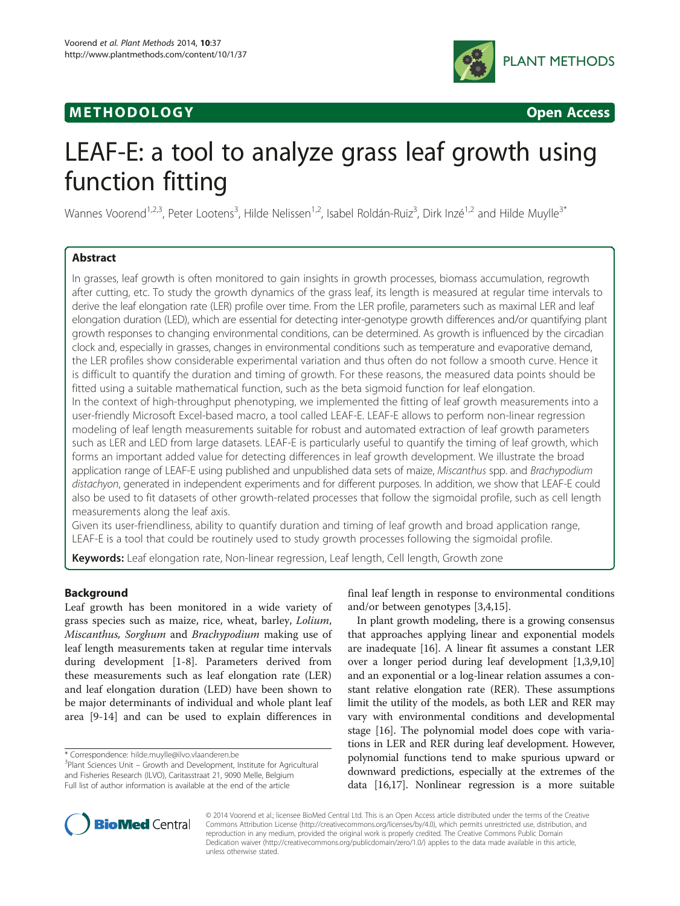METHODOLOGY Open Access

# LEAF-E: a tool to analyze grass leaf growth using function fitting

Wannes Voorend[1,2,3], Peter Lootens[3], Hilde Nelissen[1,2], Isabel Roldán-Ruiz[3], Dirk Inzé[1,2] and Hilde Muylle[3*]

## Abstract

In grasses, leaf growth is often monitored to gain insights in growth processes, biomass accumulation, regrowth after cutting, etc. To study the growth dynamics of the grass leaf, its length is measured at regular time intervals to derive the leaf elongation rate (LER) profile over time. From the LER profile, parameters such as maximal LER and leaf elongation duration (LED), which are essential for detecting inter-genotype growth differences and/or quantifying plant growth responses to changing environmental conditions, can be determined. As growth is influenced by the circadian clock and, especially in grasses, changes in environmental conditions such as temperature and evaporative demand, the LER profiles show considerable experimental variation and thus often do not follow a smooth curve. Hence it is difficult to quantify the duration and timing of growth. For these reasons, the measured data points should be fitted using a suitable mathematical function, such as the beta sigmoid function for leaf elongation.

In the context of high-throughput phenotyping, we implemented the fitting of leaf growth measurements into a user-friendly Microsoft Excel-based macro, a tool called LEAF-E. LEAF-E allows to perform non-linear regression modeling of leaf length measurements suitable for robust and automated extraction of leaf growth parameters such as LER and LED from large datasets. LEAF-E is particularly useful to quantify the timing of leaf growth, which forms an important added value for detecting differences in leaf growth development. We illustrate the broad application range of LEAF-E using published and unpublished data sets of maize, *Miscanthus* spp. and *Brachypodium distachyon*, generated in independent experiments and for different purposes. In addition, we show that LEAF-E could also be used to fit datasets of other growth-related processes that follow the sigmoidal profile, such as cell length measurements along the leaf axis.

Given its user-friendliness, ability to quantify duration and timing of leaf growth and broad application range, LEAF-E is a tool that could be routinely used to study growth processes following the sigmoidal profile.

**Keywords:** Leaf elongation rate, Non-linear regression, Leaf length, Cell length, Growth zone

## Background

Leaf growth has been monitored in a wide variety of grass species such as maize, rice, wheat, barley, *Lolium*, *Miscanthus*, *Sorghum* and *Brachypodium* making use of leaf length measurements taken at regular time intervals during development [1-8]. Parameters derived from these measurements such as leaf elongation rate (LER) and leaf elongation duration (LED) have been shown to be major determinants of individual and whole plant leaf area [9-14] and can be used to explain differences in final leaf length in response to environmental conditions and/or between genotypes [3,4,15].

In plant growth modeling, there is a growing consensus that approaches applying linear and exponential models are inadequate [16]. A linear fit assumes a constant LER over a longer period during leaf development [1,3,9,10] and an exponential or a log-linear relation assumes a constant relative elongation rate (RER). These assumptions limit the utility of the models, as both LER and RER may vary with environmental conditions and developmental stage [16]. The polynomial model does cope with variations in LER and RER during leaf development. However, polynomial functions tend to make spurious upward or downward predictions, especially at the extremes of the data [16,17]. Nonlinear regression is a more suitable

\* Correspondence: hilde.muylle@ilvo.vlaanderen.be
[3]Plant Sciences Unit – Growth and Development, Institute for Agricultural and Fisheries Research (ILVO), Caritasstraat 21, 9090 Melle, Belgium
Full list of author information is available at the end of the article

© 2014 Voorend et al.; licensee BioMed Central Ltd. This is an Open Access article distributed under the terms of the Creative Commons Attribution License (http://creativecommons.org/licenses/by/4.0), which permits unrestricted use, distribution, and reproduction in any medium, provided the original work is properly credited. The Creative Commons Public Domain Dedication waiver (http://creativecommons.org/publicdomain/zero/1.0/) applies to the data made available in this article, unless otherwise stated.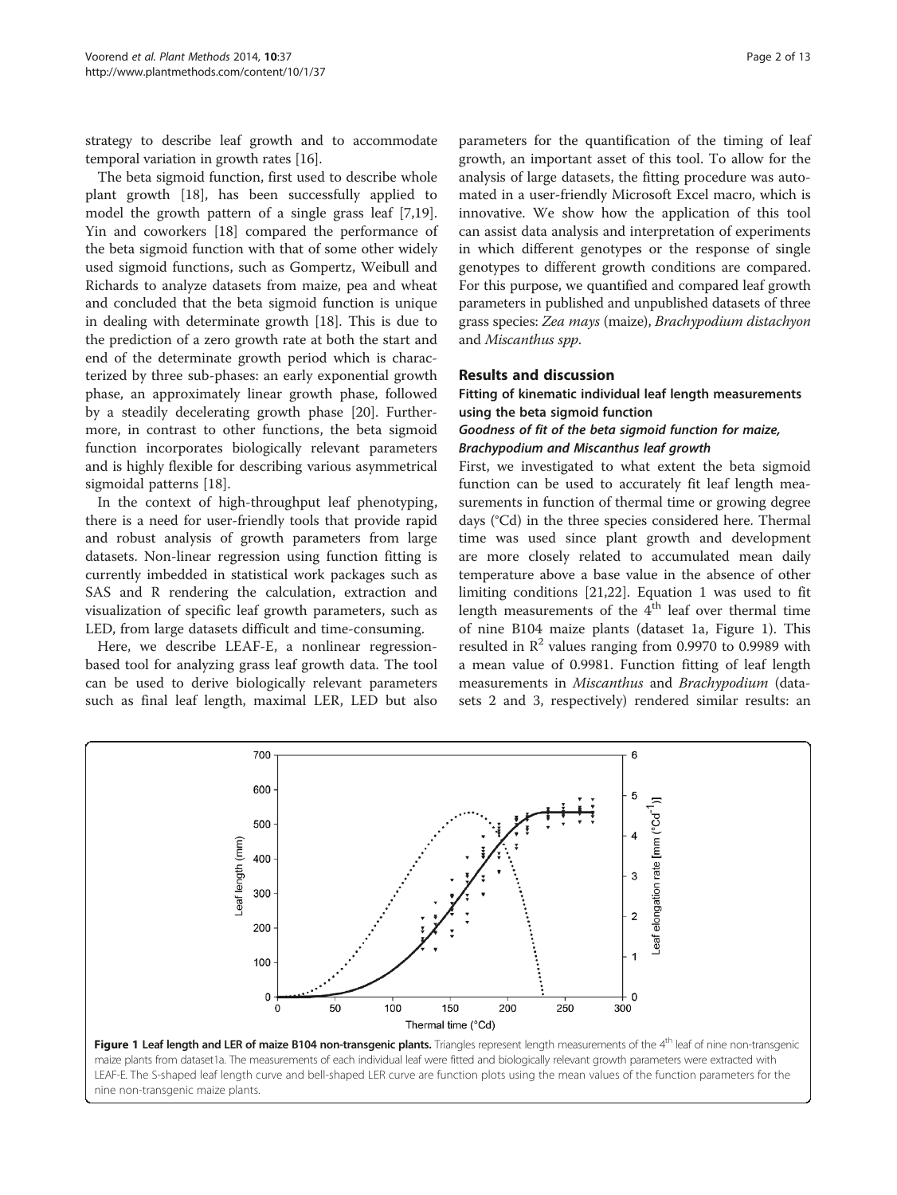strategy to describe leaf growth and to accommodate temporal variation in growth rates [16].

The beta sigmoid function, first used to describe whole plant growth [18], has been successfully applied to model the growth pattern of a single grass leaf [7,19]. Yin and coworkers [18] compared the performance of the beta sigmoid function with that of some other widely used sigmoid functions, such as Gompertz, Weibull and Richards to analyze datasets from maize, pea and wheat and concluded that the beta sigmoid function is unique in dealing with determinate growth [18]. This is due to the prediction of a zero growth rate at both the start and end of the determinate growth period which is characterized by three sub-phases: an early exponential growth phase, an approximately linear growth phase, followed by a steadily decelerating growth phase [20]. Furthermore, in contrast to other functions, the beta sigmoid function incorporates biologically relevant parameters and is highly flexible for describing various asymmetrical sigmoidal patterns [18].

In the context of high-throughput leaf phenotyping, there is a need for user-friendly tools that provide rapid and robust analysis of growth parameters from large datasets. Non-linear regression using function fitting is currently imbedded in statistical work packages such as SAS and R rendering the calculation, extraction and visualization of specific leaf growth parameters, such as LED, from large datasets difficult and time-consuming.

Here, we describe LEAF-E, a nonlinear regression-based tool for analyzing grass leaf growth data. The tool can be used to derive biologically relevant parameters such as final leaf length, maximal LER, LED but also parameters for the quantification of the timing of leaf growth, an important asset of this tool. To allow for the analysis of large datasets, the fitting procedure was automated in a user-friendly Microsoft Excel macro, which is innovative. We show how the application of this tool can assist data analysis and interpretation of experiments in which different genotypes or the response of single genotypes to different growth conditions are compared. For this purpose, we quantified and compared leaf growth parameters in published and unpublished datasets of three grass species: *Zea mays* (maize), *Brachypodium distachyon* and *Miscanthus spp.*

## Results and discussion

### Fitting of kinematic individual leaf length measurements using the beta sigmoid function

#### *Goodness of fit of the beta sigmoid function for maize, Brachypodium and Miscanthus leaf growth*

First, we investigated to what extent the beta sigmoid function can be used to accurately fit leaf length measurements in function of thermal time or growing degree days (°Cd) in the three species considered here. Thermal time was used since plant growth and development are more closely related to accumulated mean daily temperature above a base value in the absence of other limiting conditions [21,22]. Equation 1 was used to fit length measurements of the 4[th] leaf over thermal time of nine B104 maize plants (dataset 1a, Figure 1). This resulted in $R^2$ values ranging from 0.9970 to 0.9989 with a mean value of 0.9981. Function fitting of leaf length measurements in *Miscanthus* and *Brachypodium* (datasets 2 and 3, respectively) rendered similar results: an

Leaf length (mm)
700
600
500
400
300
200
100
0
0 50 100 150 200 250 300
Thermal time (°Cd)
Leaf elongation rate [mm (°Cd$^{-1}$)]
6
5
4
3
2
1
0

**Figure 1 Leaf length and LER of maize B104 non-transgenic plants.** Triangles represent length measurements of the 4[th] leaf of nine non-transgenic maize plants from dataset1a. The measurements of each individual leaf were fitted and biologically relevant growth parameters were extracted with LEAF-E. The S-shaped leaf length curve and bell-shaped LER curve are function plots using the mean values of the function parameters for the nine non-transgenic maize plants.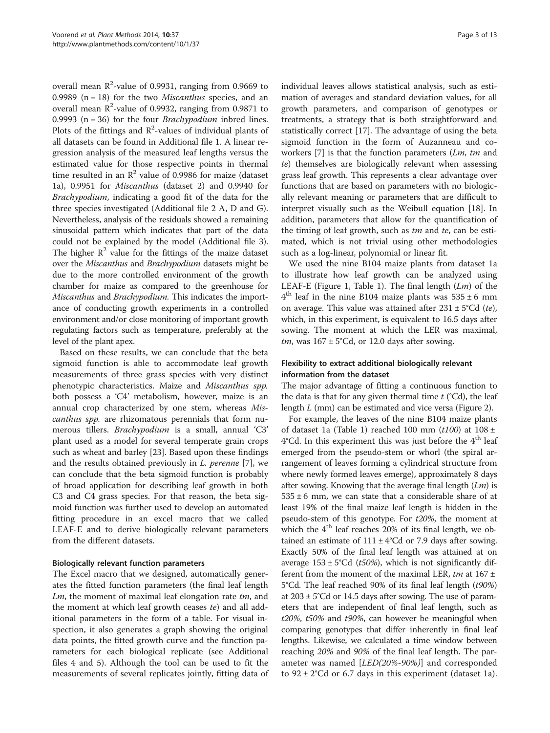overall mean $R^2$-value of 0.9931, ranging from 0.9669 to 0.9989 (n = 18) for the two *Miscanthus* species, and an overall mean $R^2$-value of 0.9932, ranging from 0.9871 to 0.9993 (n = 36) for the four *Brachypodium* inbred lines. Plots of the fittings and $R^2$-values of individual plants of all datasets can be found in Additional file 1. A linear regression analysis of the measured leaf lengths versus the estimated value for those respective points in thermal time resulted in an $R^2$ value of 0.9986 for maize (dataset 1a), 0.9951 for *Miscanthus* (dataset 2) and 0.9940 for *Brachypodium*, indicating a good fit of the data for the three species investigated (Additional file 2 A, D and G). Nevertheless, analysis of the residuals showed a remaining sinusoidal pattern which indicates that part of the data could not be explained by the model (Additional file 3). The higher $R^2$ value for the fittings of the maize dataset over the *Miscanthus* and *Brachypodium* datasets might be due to the more controlled environment of the growth chamber for maize as compared to the greenhouse for *Miscanthus* and *Brachypodium*. This indicates the importance of conducting growth experiments in a controlled environment and/or close monitoring of important growth regulating factors such as temperature, preferably at the level of the plant apex.

Based on these results, we can conclude that the beta sigmoid function is able to accommodate leaf growth measurements of three grass species with very distinct phenotypic characteristics. Maize and *Miscanthus spp.* both possess a 'C4' metabolism, however, maize is an annual crop characterized by one stem, whereas *Miscanthus spp.* are rhizomatous perennials that form numerous tillers. *Brachypodium* is a small, annual 'C3' plant used as a model for several temperate grain crops such as wheat and barley [23]. Based upon these findings and the results obtained previously in *L. perenne* [7], we can conclude that the beta sigmoid function is probably of broad application for describing leaf growth in both C3 and C4 grass species. For that reason, the beta sigmoid function was further used to develop an automated fitting procedure in an excel macro that we called LEAF-E and to derive biologically relevant parameters from the different datasets.

### Biologically relevant function parameters

The Excel macro that we designed, automatically generates the fitted function parameters (the final leaf length *Lm*, the moment of maximal leaf elongation rate *tm*, and the moment at which leaf growth ceases *te*) and all additional parameters in the form of a table. For visual inspection, it also generates a graph showing the original data points, the fitted growth curve and the function parameters for each biological replicate (see Additional files 4 and 5). Although the tool can be used to fit the measurements of several replicates jointly, fitting data of individual leaves allows statistical analysis, such as estimation of averages and standard deviation values, for all growth parameters, and comparison of genotypes or treatments, a strategy that is both straightforward and statistically correct [17]. The advantage of using the beta sigmoid function in the form of Auzanneau and coworkers [7] is that the function parameters (*Lm*, *tm* and *te*) themselves are biologically relevant when assessing grass leaf growth. This represents a clear advantage over functions that are based on parameters with no biologically relevant meaning or parameters that are difficult to interpret visually such as the Weibull equation [18]. In addition, parameters that allow for the quantification of the timing of leaf growth, such as *tm* and *te*, can be estimated, which is not trivial using other methodologies such as a log-linear, polynomial or linear fit.

We used the nine B104 maize plants from dataset 1a to illustrate how leaf growth can be analyzed using LEAF-E (Figure 1, Table 1). The final length (*Lm*) of the $4^{th}$ leaf in the nine B104 maize plants was 535 ± 6 mm on average. This value was attained after 231 ± 5°Cd (*te*), which, in this experiment, is equivalent to 16.5 days after sowing. The moment at which the LER was maximal, *tm*, was 167 ± 5°Cd, or 12.0 days after sowing.

### Flexibility to extract additional biologically relevant information from the dataset

The major advantage of fitting a continuous function to the data is that for any given thermal time *t* (°Cd), the leaf length *L* (mm) can be estimated and vice versa (Figure 2).

For example, the leaves of the nine B104 maize plants of dataset 1a (Table 1) reached 100 mm (*t100*) at 108 ± 4°Cd. In this experiment this was just before the $4^{th}$ leaf emerged from the pseudo-stem or whorl (the spiral arrangement of leaves forming a cylindrical structure from where newly formed leaves emerge), approximately 8 days after sowing. Knowing that the average final length (*Lm*) is 535 ± 6 mm, we can state that a considerable share of at least 19% of the final maize leaf length is hidden in the pseudo-stem of this genotype. For *t20%*, the moment at which the $4^{th}$ leaf reaches 20% of its final length, we obtained an estimate of 111 ± 4°Cd or 7.9 days after sowing. Exactly 50% of the final leaf length was attained at on average 153 ± 5°Cd (*t50%*), which is not significantly different from the moment of the maximal LER, *tm* at 167 ± 5°Cd. The leaf reached 90% of its final leaf length (*t90%*) at 203 ± 5°Cd or 14.5 days after sowing. The use of parameters that are independent of final leaf length, such as *t20%*, *t50%* and *t90%*, can however be meaningful when comparing genotypes that differ inherently in final leaf lengths. Likewise, we calculated a time window between reaching *20%* and *90%* of the final leaf length. The parameter was named [*LED(20%-90%)*] and corresponded to 92 ± 2°Cd or 6.7 days in this experiment (dataset 1a).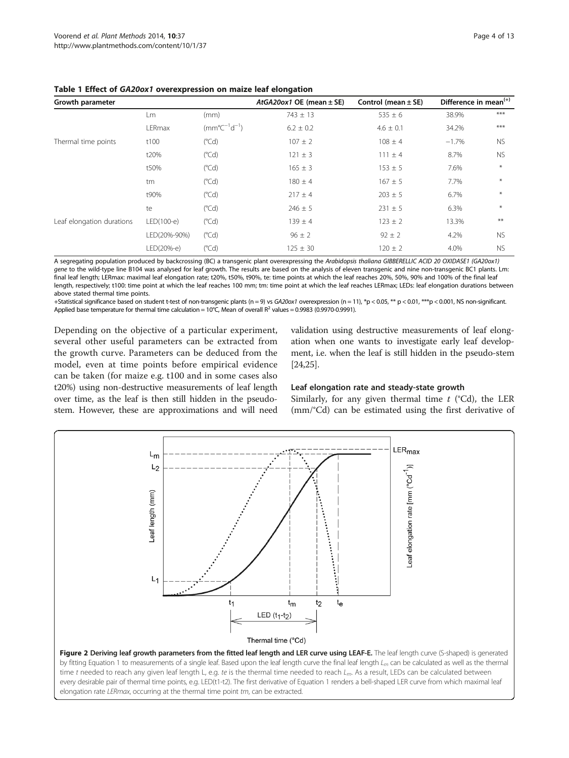**Table 1 Effect of *GA20ox1* overexpression on maize leaf elongation**

| Growth parameter | | | *AtGA20ox1* OE (mean ± SE) | Control (mean ± SE) | Difference in mean[(+)] | |
|---|---|---|---|---|---|---|
| | Lm | (mm) | 743 ± 13 | 535 ± 6 | 38.9% | *** |
| | LERmax | ($mm°C^{-1}d^{-1}$) | 6.2 ± 0.2 | 4.6 ± 0.1 | 34.2% | *** |
| Thermal time points | t100 | (°Cd) | 107 ± 2 | 108 ± 4 | −1.7% | NS |
| | t20% | (°Cd) | 121 ± 3 | 111 ± 4 | 8.7% | NS |
| | t50% | (°Cd) | 165 ± 3 | 153 ± 5 | 7.6% | * |
| | tm | (°Cd) | 180 ± 4 | 167 ± 5 | 7.7% | * |
| | t90% | (°Cd) | 217 ± 4 | 203 ± 5 | 6.7% | * |
| | te | (°Cd) | 246 ± 5 | 231 ± 5 | 6.3% | * |
| Leaf elongation durations | LED(100-e) | (°Cd) | 139 ± 4 | 123 ± 2 | 13.3% | ** |
| | LED(20%-90%) | (°Cd) | 96 ± 2 | 92 ± 2 | 4.2% | NS |
| | LED(20%-e) | (°Cd) | 125 ± 30 | 120 ± 2 | 4.0% | NS |

A segregating population produced by backcrossing (BC) a transgenic plant overexpressing the *Arabidopsis thaliana GIBBERELLIC ACID 20 OXIDASE1 (GA20ox1) gene* to the wild-type line B104 was analysed for leaf growth. The results are based on the analysis of eleven transgenic and nine non-transgenic BC1 plants. Lm: final leaf length; LERmax: maximal leaf elongation rate; t20%, t50%, t90%, te: time points at which the leaf reaches 20%, 50%, 90% and 100% of the final leaf length, respectively; t100: time point at which the leaf reaches 100 mm; tm: time point at which the leaf reaches LERmax; LEDs: leaf elongation durations between above stated thermal time points.

+Statistical significance based on student t-test of non-transgenic plants (n = 9) vs *GA20ox1* overexpression (n = 11), *p < 0.05, ** p < 0.01, ***p < 0.001, NS non-significant. Applied base temperature for thermal time calculation = 10°C, Mean of overall $R^2$ values = 0.9983 (0.9970-0.9991).

Depending on the objective of a particular experiment, several other useful parameters can be extracted from the growth curve. Parameters can be deduced from the model, even at time points before empirical evidence can be taken (for maize e.g. t100 and in some cases also t20%) using non-destructive measurements of leaf length over time, as the leaf is then still hidden in the pseudo-stem. However, these are approximations and will need validation using destructive measurements of leaf elongation when one wants to investigate early leaf development, i.e. when the leaf is still hidden in the pseudo-stem [24,25].

### Leaf elongation rate and steady-state growth

Similarly, for any given thermal time $t$ (°Cd), the LER (mm/°Cd) can be estimated using the first derivative of

**Figure 2 Deriving leaf growth parameters from the fitted leaf length and LER curve using LEAF-E.** The leaf length curve (S-shaped) is generated by fitting Equation 1 to measurements of a single leaf. Based upon the leaf length curve the final leaf length $L_m$ can be calculated as well as the thermal time $t$ needed to reach any given leaf length L, e.g. *te* is the thermal time needed to reach $L_m$. As a result, LEDs can be calculated between every desirable pair of thermal time points, e.g. LED(t1-t2). The first derivative of Equation 1 renders a bell-shaped LER curve from which maximal leaf elongation rate *LERmax*, occurring at the thermal time point *tm*, can be extracted.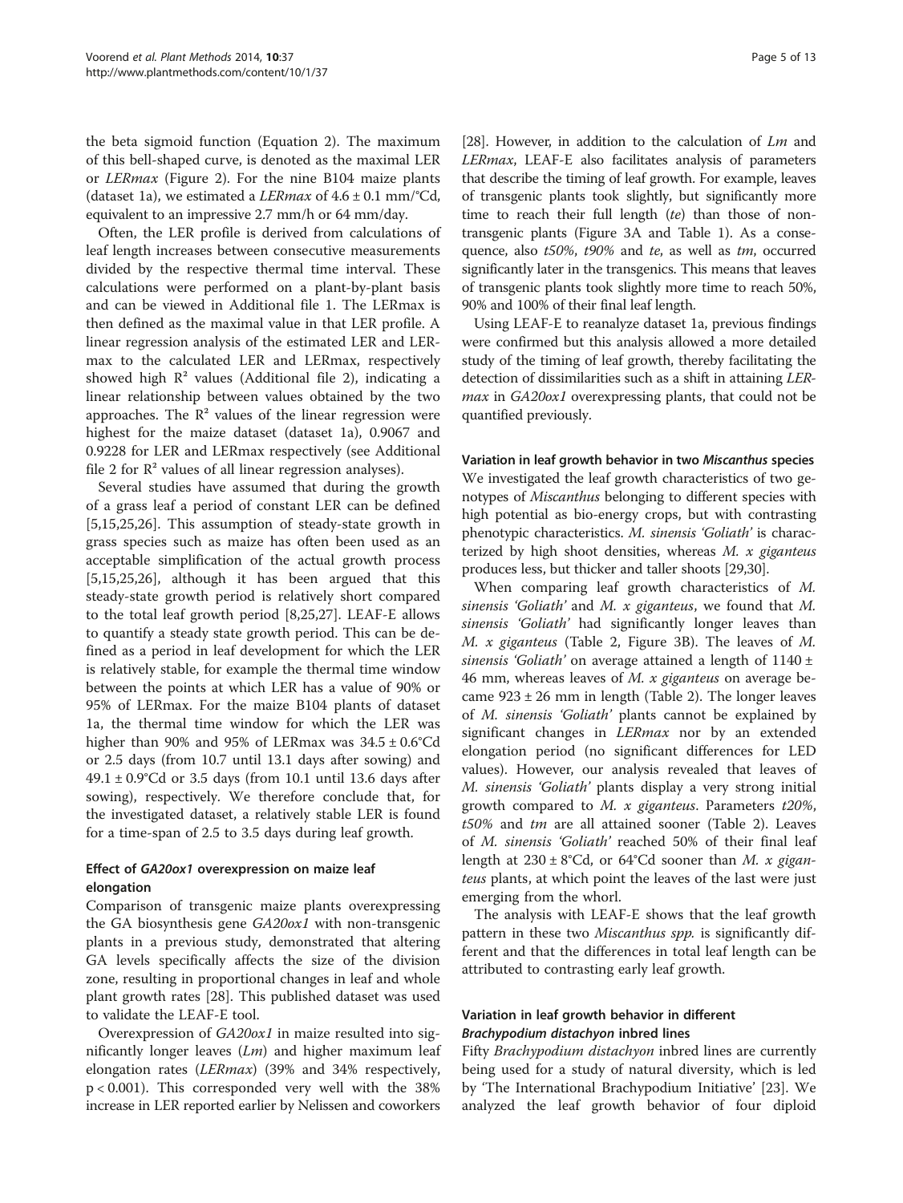the beta sigmoid function (Equation 2). The maximum of this bell-shaped curve, is denoted as the maximal LER or *LERmax* (Figure 2). For the nine B104 maize plants (dataset 1a), we estimated a *LERmax* of 4.6 ± 0.1 mm/°Cd, equivalent to an impressive 2.7 mm/h or 64 mm/day.

Often, the LER profile is derived from calculations of leaf length increases between consecutive measurements divided by the respective thermal time interval. These calculations were performed on a plant-by-plant basis and can be viewed in Additional file 1. The LERmax is then defined as the maximal value in that LER profile. A linear regression analysis of the estimated LER and LERmax to the calculated LER and LERmax, respectively showed high $R^2$ values (Additional file 2), indicating a linear relationship between values obtained by the two approaches. The $R^2$ values of the linear regression were highest for the maize dataset (dataset 1a), 0.9067 and 0.9228 for LER and LERmax respectively (see Additional file 2 for $R^2$ values of all linear regression analyses).

Several studies have assumed that during the growth of a grass leaf a period of constant LER can be defined [5,15,25,26]. This assumption of steady-state growth in grass species such as maize has often been used as an acceptable simplification of the actual growth process [5,15,25,26], although it has been argued that this steady-state growth period is relatively short compared to the total leaf growth period [8,25,27]. LEAF-E allows to quantify a steady state growth period. This can be defined as a period in leaf development for which the LER is relatively stable, for example the thermal time window between the points at which LER has a value of 90% or 95% of LERmax. For the maize B104 plants of dataset 1a, the thermal time window for which the LER was higher than 90% and 95% of LERmax was 34.5 ± 0.6°Cd or 2.5 days (from 10.7 until 13.1 days after sowing) and 49.1 ± 0.9°Cd or 3.5 days (from 10.1 until 13.6 days after sowing), respectively. We therefore conclude that, for the investigated dataset, a relatively stable LER is found for a time-span of 2.5 to 3.5 days during leaf growth.

### Effect of *GA20ox1* overexpression on maize leaf elongation

Comparison of transgenic maize plants overexpressing the GA biosynthesis gene *GA20ox1* with non-transgenic plants in a previous study, demonstrated that altering GA levels specifically affects the size of the division zone, resulting in proportional changes in leaf and whole plant growth rates [28]. This published dataset was used to validate the LEAF-E tool.

Overexpression of *GA20ox1* in maize resulted into significantly longer leaves (*Lm*) and higher maximum leaf elongation rates (*LERmax*) (39% and 34% respectively, $p < 0.001$). This corresponded very well with the 38% increase in LER reported earlier by Nelissen and coworkers [28]. However, in addition to the calculation of *Lm* and *LERmax*, LEAF-E also facilitates analysis of parameters that describe the timing of leaf growth. For example, leaves of transgenic plants took slightly, but significantly more time to reach their full length (*te*) than those of non-transgenic plants (Figure 3A and Table 1). As a consequence, also *t50%*, *t90%* and *te*, as well as *tm*, occurred significantly later in the transgenics. This means that leaves of transgenic plants took slightly more time to reach 50%, 90% and 100% of their final leaf length.

Using LEAF-E to reanalyze dataset 1a, previous findings were confirmed but this analysis allowed a more detailed study of the timing of leaf growth, thereby facilitating the detection of dissimilarities such as a shift in attaining *LERmax* in *GA20ox1* overexpressing plants, that could not be quantified previously.

### Variation in leaf growth behavior in two *Miscanthus* species

We investigated the leaf growth characteristics of two genotypes of *Miscanthus* belonging to different species with high potential as bio-energy crops, but with contrasting phenotypic characteristics. *M. sinensis 'Goliath'* is characterized by high shoot densities, whereas *M. x giganteus* produces less, but thicker and taller shoots [29,30].

When comparing leaf growth characteristics of *M. sinensis 'Goliath'* and *M. x giganteus*, we found that *M. sinensis 'Goliath'* had significantly longer leaves than *M. x giganteus* (Table 2, Figure 3B). The leaves of *M. sinensis 'Goliath'* on average attained a length of 1140 ± 46 mm, whereas leaves of *M. x giganteus* on average became 923 ± 26 mm in length (Table 2). The longer leaves of *M. sinensis 'Goliath'* plants cannot be explained by significant changes in *LERmax* nor by an extended elongation period (no significant differences for LED values). However, our analysis revealed that leaves of *M. sinensis 'Goliath'* plants display a very strong initial growth compared to *M. x giganteus*. Parameters *t20%*, *t50%* and *tm* are all attained sooner (Table 2). Leaves of *M. sinensis 'Goliath'* reached 50% of their final leaf length at 230 ± 8°Cd, or 64°Cd sooner than *M. x giganteus* plants, at which point the leaves of the last were just emerging from the whorl.

The analysis with LEAF-E shows that the leaf growth pattern in these two *Miscanthus spp.* is significantly different and that the differences in total leaf length can be attributed to contrasting early leaf growth.

### Variation in leaf growth behavior in different *Brachypodium distachyon* inbred lines

Fifty *Brachypodium distachyon* inbred lines are currently being used for a study of natural diversity, which is led by 'The International Brachypodium Initiative' [23]. We analyzed the leaf growth behavior of four diploid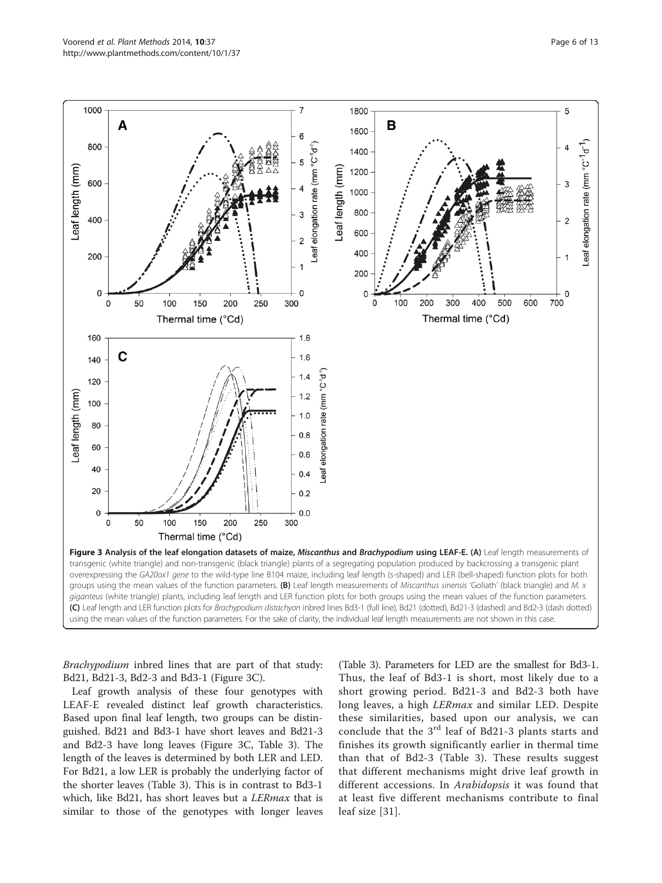**Figure 3 Analysis of the leaf elongation datasets of maize, *Miscanthus* and *Brachypodium* using LEAF-E. (A)** Leaf length measurements of transgenic (white triangle) and non-transgenic (black triangle) plants of a segregating population produced by backcrossing a transgenic plant overexpressing the *GA20ox1 gene* to the wild-type line B104 maize, including leaf length (s-shaped) and LER (bell-shaped) function plots for both groups using the mean values of the function parameters. **(B)** Leaf length measurements of *Miscanthus sinensis* 'Goliath' (black triangle) and *M. x giganteus* (white triangle) plants, including leaf length and LER function plots for both groups using the mean values of the function parameters. **(C)** Leaf length and LER function plots for *Brachypodium distachyon* inbred lines Bd3-1 (full line), Bd21 (dotted), Bd21-3 (dashed) and Bd2-3 (dash dotted) using the mean values of the function parameters. For the sake of clarity, the individual leaf length measurements are not shown in this case.

*Brachypodium* inbred lines that are part of that study: Bd21, Bd21-3, Bd2-3 and Bd3-1 (Figure 3C).

Leaf growth analysis of these four genotypes with LEAF-E revealed distinct leaf growth characteristics. Based upon final leaf length, two groups can be distinguished. Bd21 and Bd3-1 have short leaves and Bd21-3 and Bd2-3 have long leaves (Figure 3C, Table 3). The length of the leaves is determined by both LER and LED. For Bd21, a low LER is probably the underlying factor of the shorter leaves (Table 3). This is in contrast to Bd3-1 which, like Bd21, has short leaves but a *LERmax* that is similar to those of the genotypes with longer leaves (Table 3). Parameters for LED are the smallest for Bd3-1. Thus, the leaf of Bd3-1 is short, most likely due to a short growing period. Bd21-3 and Bd2-3 both have long leaves, a high *LERmax* and similar LED. Despite these similarities, based upon our analysis, we can conclude that the 3rd leaf of Bd21-3 plants starts and finishes its growth significantly earlier in thermal time than that of Bd2-3 (Table 3). These results suggest that different mechanisms might drive leaf growth in different accessions. In *Arabidopsis* it was found that at least five different mechanisms contribute to final leaf size [31].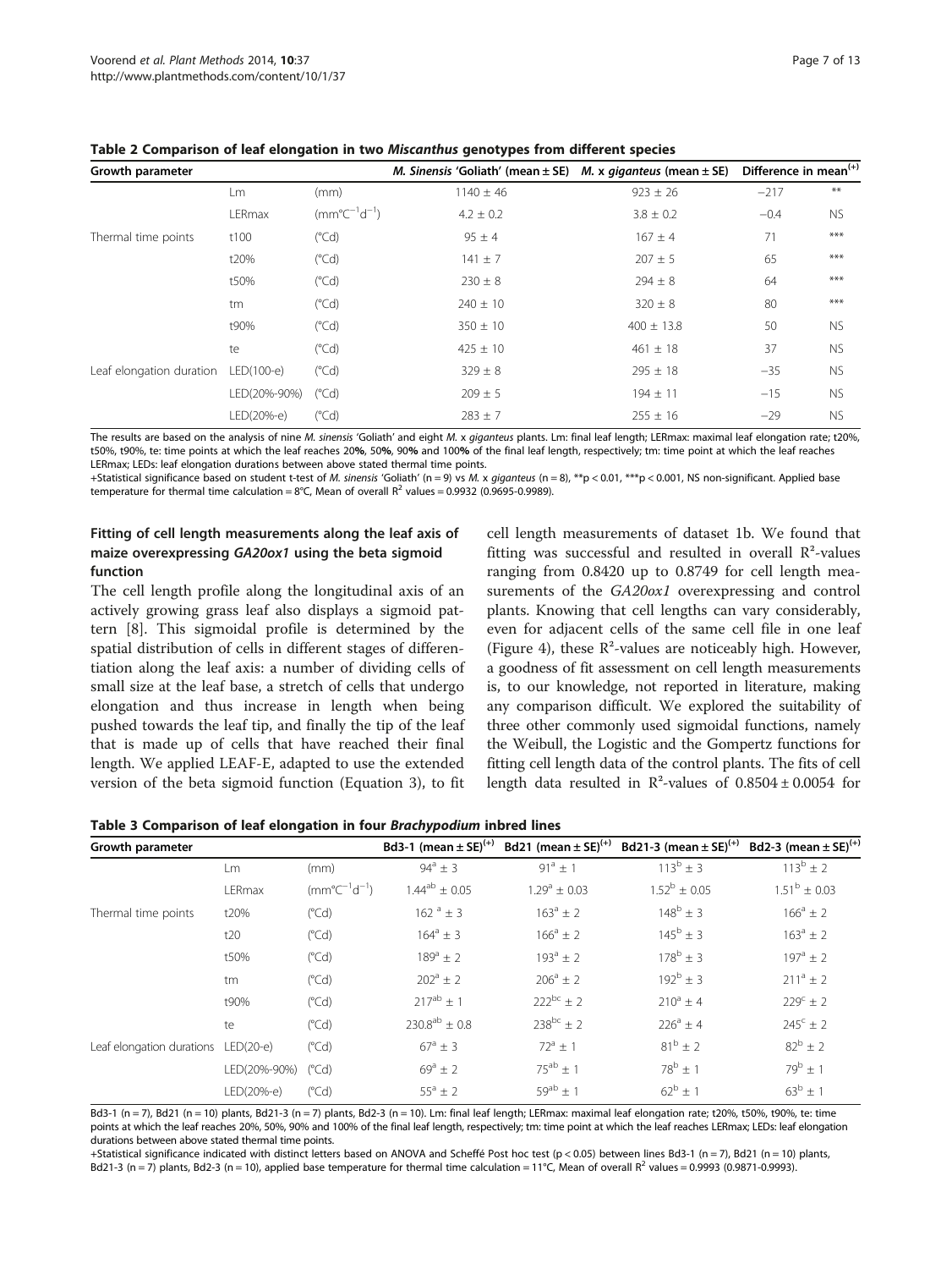**Table 2 Comparison of leaf elongation in two *Miscanthus* genotypes from different species**

| Growth parameter | | | *M. Sinensis* 'Goliath' (mean ± SE) | *M.* x *giganteus* (mean ± SE) | Difference in mean[(+)] | |
|---|---|---|---|---|---|---|
| | Lm | (mm) | 1140 ± 46 | 923 ± 26 | −217 | ** |
| | LERmax | ($mm°C^{-1}d^{-1}$) | 4.2 ± 0.2 | 3.8 ± 0.2 | −0.4 | NS |
| Thermal time points | t100 | (°Cd) | 95 ± 4 | 167 ± 4 | 71 | *** |
| | t20% | (°Cd) | 141 ± 7 | 207 ± 5 | 65 | *** |
| | t50% | (°Cd) | 230 ± 8 | 294 ± 8 | 64 | *** |
| | tm | (°Cd) | 240 ± 10 | 320 ± 8 | 80 | *** |
| | t90% | (°Cd) | 350 ± 10 | 400 ± 13.8 | 50 | NS |
| | te | (°Cd) | 425 ± 10 | 461 ± 18 | 37 | NS |
| Leaf elongation duration | LED(100-e) | (°Cd) | 329 ± 8 | 295 ± 18 | −35 | NS |
| | LED(20%-90%) | (°Cd) | 209 ± 5 | 194 ± 11 | −15 | NS |
| | LED(20%-e) | (°Cd) | 283 ± 7 | 255 ± 16 | −29 | NS |

The results are based on the analysis of nine *M. sinensis* 'Goliath' and eight *M.* x *giganteus* plants. Lm: final leaf length; LERmax: maximal leaf elongation rate; t20%, t50%, t90%, te: time points at which the leaf reaches 20%, 50%, 90% and 100% of the final leaf length, respectively; tm: time point at which the leaf reaches LERmax; LEDs: leaf elongation durations between above stated thermal time points.

+Statistical significance based on student t-test of *M. sinensis* 'Goliath' (n = 9) vs *M.* x *giganteus* (n = 8), **p < 0.01, ***p < 0.001, NS non-significant. Applied base temperature for thermal time calculation = 8°C, Mean of overall $R^2$ values = 0.9932 (0.9695-0.9989).

### Fitting of cell length measurements along the leaf axis of maize overexpressing *GA20ox1* using the beta sigmoid function

The cell length profile along the longitudinal axis of an actively growing grass leaf also displays a sigmoid pattern [8]. This sigmoidal profile is determined by the spatial distribution of cells in different stages of differentiation along the leaf axis: a number of dividing cells of small size at the leaf base, a stretch of cells that undergo elongation and thus increase in length when being pushed towards the leaf tip, and finally the tip of the leaf that is made up of cells that have reached their final length. We applied LEAF-E, adapted to use the extended version of the beta sigmoid function (Equation 3), to fit cell length measurements of dataset 1b. We found that fitting was successful and resulted in overall $R^2$-values ranging from 0.8420 up to 0.8749 for cell length measurements of the *GA20ox1* overexpressing and control plants. Knowing that cell lengths can vary considerably, even for adjacent cells of the same cell file in one leaf (Figure 4), these $R^2$-values are noticeably high. However, a goodness of fit assessment on cell length measurements is, to our knowledge, not reported in literature, making any comparison difficult. We explored the suitability of three other commonly used sigmoidal functions, namely the Weibull, the Logistic and the Gompertz functions for fitting cell length data of the control plants. The fits of cell length data resulted in $R^2$-values of 0.8504 ± 0.0054 for

**Table 3 Comparison of leaf elongation in four *Brachypodium* inbred lines**

| Growth parameter | | | Bd3-1 (mean ± SE)[(+)] | Bd21 (mean ± SE)[(+)] | Bd21-3 (mean ± SE)[(+)] | Bd2-3 (mean ± SE)[(+)] |
|---|---|---|---|---|---|---|
| | Lm | (mm) | $94^{a}$ ± 3 | $91^{a}$ ± 1 | $113^{b}$ ± 3 | $113^{b}$ ± 2 |
| | LERmax | ($mm°C^{-1}d^{-1}$) | $1.44^{ab}$ ± 0.05 | $1.29^{a}$ ± 0.03 | $1.52^{b}$ ± 0.05 | $1.51^{b}$ ± 0.03 |
| Thermal time points | t20% | (°Cd) | $162^{a}$ ± 3 | $163^{a}$ ± 2 | $148^{b}$ ± 3 | $166^{a}$ ± 2 |
| | t20 | (°Cd) | $164^{a}$ ± 3 | $166^{a}$ ± 2 | $145^{b}$ ± 3 | $163^{a}$ ± 2 |
| | t50% | (°Cd) | $189^{a}$ ± 2 | $193^{a}$ ± 2 | $178^{b}$ ± 3 | $197^{a}$ ± 2 |
| | tm | (°Cd) | $202^{a}$ ± 2 | $206^{a}$ ± 2 | $192^{b}$ ± 3 | $211^{a}$ ± 2 |
| | t90% | (°Cd) | $217^{ab}$ ± 1 | $222^{bc}$ ± 2 | $210^{a}$ ± 4 | $229^{c}$ ± 2 |
| | te | (°Cd) | $230.8^{ab}$ ± 0.8 | $238^{bc}$ ± 2 | $226^{a}$ ± 4 | $245^{c}$ ± 2 |
| Leaf elongation durations | LED(20-e) | (°Cd) | $67^{a}$ ± 3 | $72^{a}$ ± 1 | $81^{b}$ ± 2 | $82^{b}$ ± 2 |
| | LED(20%-90%) | (°Cd) | $69^{a}$ ± 2 | $75^{ab}$ ± 1 | $78^{b}$ ± 1 | $79^{b}$ ± 1 |
| | LED(20%-e) | (°Cd) | $55^{a}$ ± 2 | $59^{ab}$ ± 1 | $62^{b}$ ± 1 | $63^{b}$ ± 1 |

Bd3-1 (n = 7), Bd21 (n = 10) plants, Bd21-3 (n = 7) plants, Bd2-3 (n = 10). Lm: final leaf length; LERmax: maximal leaf elongation rate; t20%, t50%, t90%, te: time points at which the leaf reaches 20%, 50%, 90% and 100% of the final leaf length, respectively; tm: time point at which the leaf reaches LERmax; LEDs: leaf elongation durations between above stated thermal time points.

+Statistical significance indicated with distinct letters based on ANOVA and Scheffé Post hoc test (p < 0.05) between lines Bd3-1 (n = 7), Bd21 (n = 10) plants, Bd21-3 (n = 7) plants, Bd2-3 (n = 10), applied base temperature for thermal time calculation = 11°C, Mean of overall $R^2$ values = 0.9993 (0.9871-0.9993).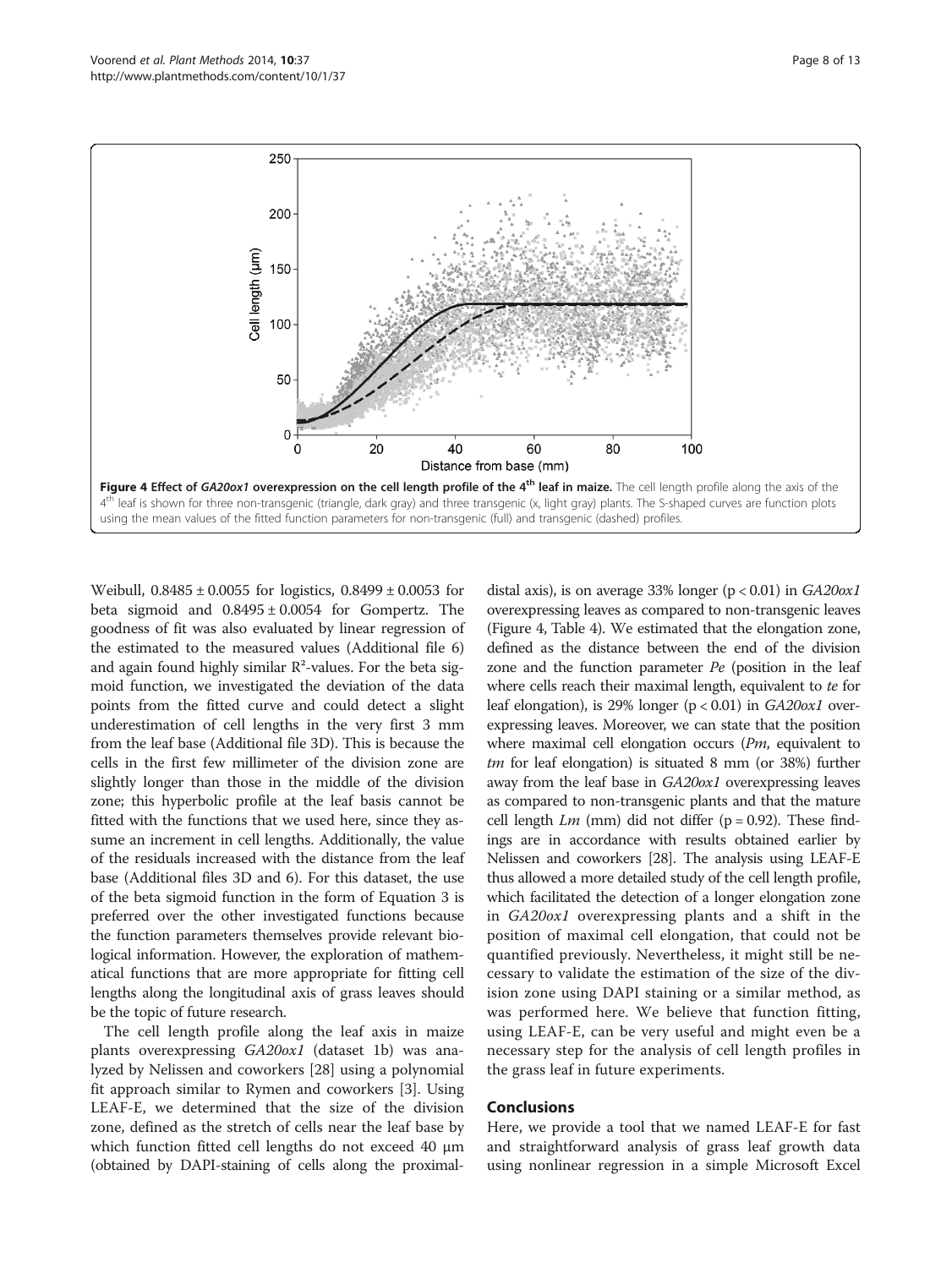**Figure 4 Effect of *GA20ox1* overexpression on the cell length profile of the 4th leaf in maize.** The cell length profile along the axis of the 4th leaf is shown for three non-transgenic (triangle, dark gray) and three transgenic (x, light gray) plants. The S-shaped curves are function plots using the mean values of the fitted function parameters for non-transgenic (full) and transgenic (dashed) profiles.

Weibull, 0.8485 ± 0.0055 for logistics, 0.8499 ± 0.0053 for beta sigmoid and 0.8495 ± 0.0054 for Gompertz. The goodness of fit was also evaluated by linear regression of the estimated to the measured values (Additional file 6) and again found highly similar $R^2$-values. For the beta sigmoid function, we investigated the deviation of the data points from the fitted curve and could detect a slight underestimation of cell lengths in the very first 3 mm from the leaf base (Additional file 3D). This is because the cells in the first few millimeter of the division zone are slightly longer than those in the middle of the division zone; this hyperbolic profile at the leaf basis cannot be fitted with the functions that we used here, since they assume an increment in cell lengths. Additionally, the value of the residuals increased with the distance from the leaf base (Additional files 3D and 6). For this dataset, the use of the beta sigmoid function in the form of Equation 3 is preferred over the other investigated functions because the function parameters themselves provide relevant biological information. However, the exploration of mathematical functions that are more appropriate for fitting cell lengths along the longitudinal axis of grass leaves should be the topic of future research.

The cell length profile along the leaf axis in maize plants overexpressing *GA20ox1* (dataset 1b) was analyzed by Nelissen and coworkers [28] using a polynomial fit approach similar to Rymen and coworkers [3]. Using LEAF-E, we determined that the size of the division zone, defined as the stretch of cells near the leaf base by which function fitted cell lengths do not exceed 40 μm (obtained by DAPI-staining of cells along the proximal-distal axis), is on average 33% longer ($p < 0.01$) in *GA20ox1* overexpressing leaves as compared to non-transgenic leaves (Figure 4, Table 4). We estimated that the elongation zone, defined as the distance between the end of the division zone and the function parameter *Pe* (position in the leaf where cells reach their maximal length, equivalent to *te* for leaf elongation), is 29% longer ($p < 0.01$) in *GA20ox1* overexpressing leaves. Moreover, we can state that the position where maximal cell elongation occurs (*Pm*, equivalent to *tm* for leaf elongation) is situated 8 mm (or 38%) further away from the leaf base in *GA20ox1* overexpressing leaves as compared to non-transgenic plants and that the mature cell length *Lm* (mm) did not differ ($p = 0.92$). These findings are in accordance with results obtained earlier by Nelissen and coworkers [28]. The analysis using LEAF-E thus allowed a more detailed study of the cell length profile, which facilitated the detection of a longer elongation zone in *GA20ox1* overexpressing plants and a shift in the position of maximal cell elongation, that could not be quantified previously. Nevertheless, it might still be necessary to validate the estimation of the size of the division zone using DAPI staining or a similar method, as was performed here. We believe that function fitting, using LEAF-E, can be very useful and might even be a necessary step for the analysis of cell length profiles in the grass leaf in future experiments.

## Conclusions

Here, we provide a tool that we named LEAF-E for fast and straightforward analysis of grass leaf growth data using nonlinear regression in a simple Microsoft Excel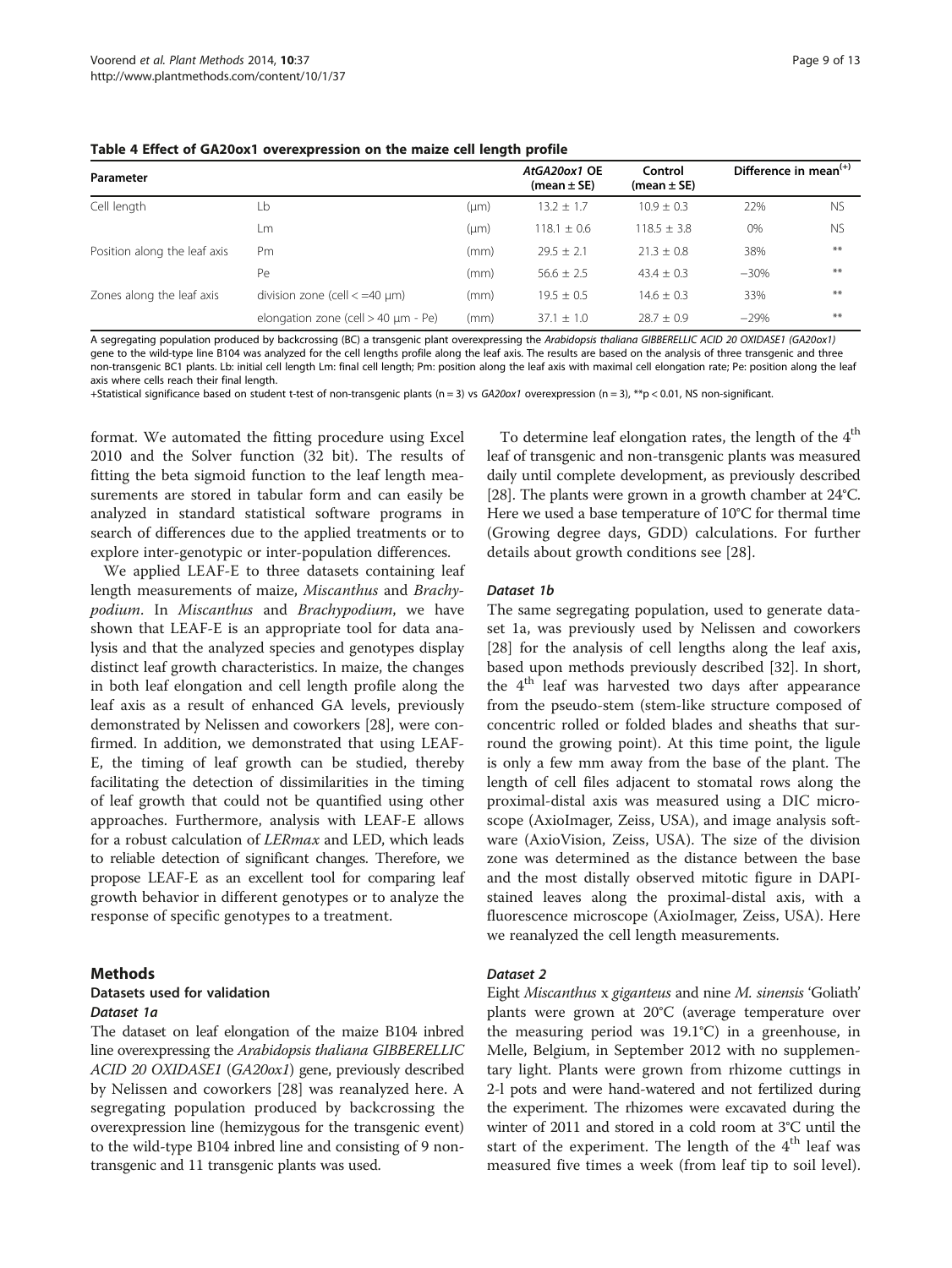**Table 4 Effect of GA20ox1 overexpression on the maize cell length profile**

| Parameter | | | *AtGA20ox1* OE (mean ± SE) | Control (mean ± SE) | Difference in mean[(+)] | |
|---|---|---|---|---|---|---|
| Cell length | Lb | (μm) | 13.2 ± 1.7 | 10.9 ± 0.3 | 22% | NS |
| | Lm | (μm) | 118.1 ± 0.6 | 118.5 ± 3.8 | 0% | NS |
| Position along the leaf axis | Pm | (mm) | 29.5 ± 2.1 | 21.3 ± 0.8 | 38% | ** |
| | Pe | (mm) | 56.6 ± 2.5 | 43.4 ± 0.3 | −30% | ** |
| Zones along the leaf axis | division zone (cell < =40 μm) | (mm) | 19.5 ± 0.5 | 14.6 ± 0.3 | 33% | ** |
| | elongation zone (cell > 40 μm - Pe) | (mm) | 37.1 ± 1.0 | 28.7 ± 0.9 | −29% | ** |

A segregating population produced by backcrossing (BC) a transgenic plant overexpressing the *Arabidopsis thaliana GIBBERELLIC ACID 20 OXIDASE1 (GA20ox1)* gene to the wild-type line B104 was analyzed for the cell lengths profile along the leaf axis. The results are based on the analysis of three transgenic and three non-transgenic BC1 plants. Lb: initial cell length Lm: final cell length; Pm: position along the leaf axis with maximal cell elongation rate; Pe: position along the leaf axis where cells reach their final length.

+Statistical significance based on student t-test of non-transgenic plants (n = 3) vs *GA20ox1* overexpression (n = 3), **p < 0.01, NS non-significant.

format. We automated the fitting procedure using Excel 2010 and the Solver function (32 bit). The results of fitting the beta sigmoid function to the leaf length measurements are stored in tabular form and can easily be analyzed in standard statistical software programs in search of differences due to the applied treatments or to explore inter-genotypic or inter-population differences.

We applied LEAF-E to three datasets containing leaf length measurements of maize, *Miscanthus* and *Brachypodium*. In *Miscanthus* and *Brachypodium*, we have shown that LEAF-E is an appropriate tool for data analysis and that the analyzed species and genotypes display distinct leaf growth characteristics. In maize, the changes in both leaf elongation and cell length profile along the leaf axis as a result of enhanced GA levels, previously demonstrated by Nelissen and coworkers [28], were confirmed. In addition, we demonstrated that using LEAF-E, the timing of leaf growth can be studied, thereby facilitating the detection of dissimilarities in the timing of leaf growth that could not be quantified using other approaches. Furthermore, analysis with LEAF-E allows for a robust calculation of *LERmax* and LED, which leads to reliable detection of significant changes. Therefore, we propose LEAF-E as an excellent tool for comparing leaf growth behavior in different genotypes or to analyze the response of specific genotypes to a treatment.

## Methods

### Datasets used for validation

#### Dataset 1a

The dataset on leaf elongation of the maize B104 inbred line overexpressing the *Arabidopsis thaliana GIBBERELLIC ACID 20 OXIDASE1* (*GA20ox1*) gene, previously described by Nelissen and coworkers [28] was reanalyzed here. A segregating population produced by backcrossing the overexpression line (hemizygous for the transgenic event) to the wild-type B104 inbred line and consisting of 9 non-transgenic and 11 transgenic plants was used.

To determine leaf elongation rates, the length of the 4[th] leaf of transgenic and non-transgenic plants was measured daily until complete development, as previously described [28]. The plants were grown in a growth chamber at 24°C. Here we used a base temperature of 10°C for thermal time (Growing degree days, GDD) calculations. For further details about growth conditions see [28].

#### Dataset 1b

The same segregating population, used to generate dataset 1a, was previously used by Nelissen and coworkers [28] for the analysis of cell lengths along the leaf axis, based upon methods previously described [32]. In short, the 4[th] leaf was harvested two days after appearance from the pseudo-stem (stem-like structure composed of concentric rolled or folded blades and sheaths that surround the growing point). At this time point, the ligule is only a few mm away from the base of the plant. The length of cell files adjacent to stomatal rows along the proximal-distal axis was measured using a DIC microscope (AxioImager, Zeiss, USA), and image analysis software (AxioVision, Zeiss, USA). The size of the division zone was determined as the distance between the base and the most distally observed mitotic figure in DAPI-stained leaves along the proximal-distal axis, with a fluorescence microscope (AxioImager, Zeiss, USA). Here we reanalyzed the cell length measurements.

#### Dataset 2

Eight *Miscanthus* x *giganteus* and nine *M. sinensis* 'Goliath' plants were grown at 20°C (average temperature over the measuring period was 19.1°C) in a greenhouse, in Melle, Belgium, in September 2012 with no supplementary light. Plants were grown from rhizome cuttings in 2-l pots and were hand-watered and not fertilized during the experiment. The rhizomes were excavated during the winter of 2011 and stored in a cold room at 3°C until the start of the experiment. The length of the 4[th] leaf was measured five times a week (from leaf tip to soil level).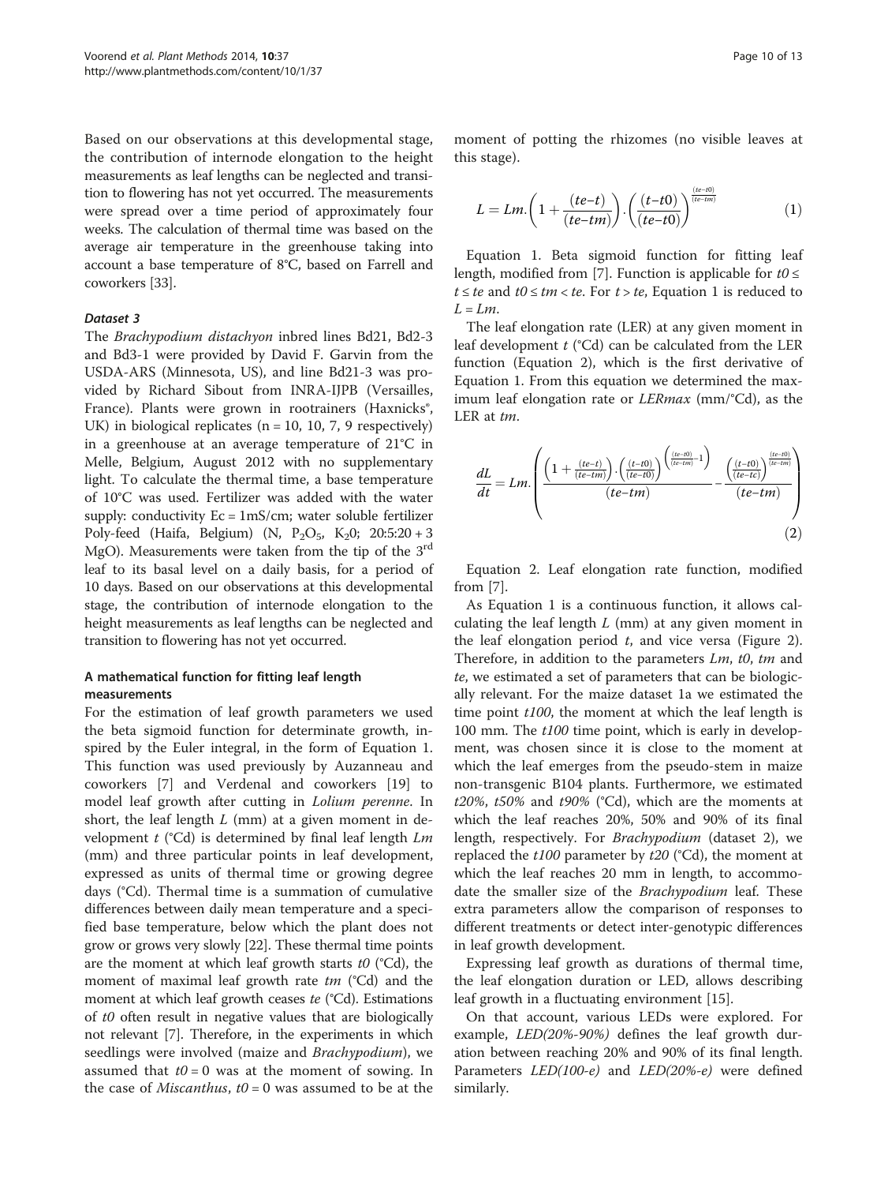Based on our observations at this developmental stage, the contribution of internode elongation to the height measurements as leaf lengths can be neglected and transition to flowering has not yet occurred. The measurements were spread over a time period of approximately four weeks. The calculation of thermal time was based on the average air temperature in the greenhouse taking into account a base temperature of 8°C, based on Farrell and coworkers [33].

#### Dataset 3

The *Brachypodium distachyon* inbred lines Bd21, Bd2-3 and Bd3-1 were provided by David F. Garvin from the USDA-ARS (Minnesota, US), and line Bd21-3 was provided by Richard Sibout from INRA-IJPB (Versailles, France). Plants were grown in rootrainers (Haxnicks®, UK) in biological replicates (n = 10, 10, 7, 9 respectively) in a greenhouse at an average temperature of 21°C in Melle, Belgium, August 2012 with no supplementary light. To calculate the thermal time, a base temperature of 10°C was used. Fertilizer was added with the water supply: conductivity Ec = 1mS/cm; water soluble fertilizer Poly-feed (Haifa, Belgium) (N, $P_2O_5$, $K_20$; 20:5:20 + 3 MgO). Measurements were taken from the tip of the 3rd leaf to its basal level on a daily basis, for a period of 10 days. Based on our observations at this developmental stage, the contribution of internode elongation to the height measurements as leaf lengths can be neglected and transition to flowering has not yet occurred.

### A mathematical function for fitting leaf length measurements

For the estimation of leaf growth parameters we used the beta sigmoid function for determinate growth, inspired by the Euler integral, in the form of Equation 1. This function was used previously by Auzanneau and coworkers [7] and Verdenal and coworkers [19] to model leaf growth after cutting in *Lolium perenne*. In short, the leaf length $L$ (mm) at a given moment in development $t$ (°Cd) is determined by final leaf length $Lm$ (mm) and three particular points in leaf development, expressed as units of thermal time or growing degree days (°Cd). Thermal time is a summation of cumulative differences between daily mean temperature and a specified base temperature, below which the plant does not grow or grows very slowly [22]. These thermal time points are the moment at which leaf growth starts $t0$ (°Cd), the moment of maximal leaf growth rate $tm$ (°Cd) and the moment at which leaf growth ceases $te$ (°Cd). Estimations of $t0$ often result in negative values that are biologically not relevant [7]. Therefore, in the experiments in which seedlings were involved (maize and *Brachypodium*), we assumed that $t0 = 0$ was at the moment of sowing. In the case of *Miscanthus*, $t0 = 0$ was assumed to be at the moment of potting the rhizomes (no visible leaves at this stage).

$$L = Lm.\left(1 + \frac{(te-t)}{(te-tm)}\right).\left(\frac{(t-t0)}{(te-t0)}\right)^{\frac{(te-t0)}{(te-tm)}} \quad (1)$$

Equation 1. Beta sigmoid function for fitting leaf length, modified from [7]. Function is applicable for $t0 \leq t \leq te$ and $t0 \leq tm < te$. For $t > te$, Equation 1 is reduced to $L = Lm$.

The leaf elongation rate (LER) at any given moment in leaf development $t$ (°Cd) can be calculated from the LER function (Equation 2), which is the first derivative of Equation 1. From this equation we determined the maximum leaf elongation rate or *LERmax* (mm/°Cd), as the LER at $tm$.

$$\frac{dL}{dt} = Lm.\left(\frac{\left(1 + \frac{(te-t)}{(te-tm)}\right).\left(\frac{(t-t0)}{(te-t0)}\right)^{\left(\frac{(te-t0)}{(te-tm)}-1\right)}}{(te-tm)} - \frac{\left(\frac{(t-t0)}{(te-tc)}\right)^{\frac{(te-t0)}{(te-tm)}}}{(te-tm)}\right) \quad (2)$$

Equation 2. Leaf elongation rate function, modified from [7].

As Equation 1 is a continuous function, it allows calculating the leaf length $L$ (mm) at any given moment in the leaf elongation period $t$, and vice versa (Figure 2). Therefore, in addition to the parameters $Lm$, $t0$, $tm$ and $te$, we estimated a set of parameters that can be biologically relevant. For the maize dataset 1a we estimated the time point $t100$, the moment at which the leaf length is 100 mm. The $t100$ time point, which is early in development, was chosen since it is close to the moment at which the leaf emerges from the pseudo-stem in maize non-transgenic B104 plants. Furthermore, we estimated $t20\%$, $t50\%$ and $t90\%$ (°Cd), which are the moments at which the leaf reaches 20%, 50% and 90% of its final length, respectively. For *Brachypodium* (dataset 2), we replaced the $t100$ parameter by $t20$ (°Cd), the moment at which the leaf reaches 20 mm in length, to accommodate the smaller size of the *Brachypodium* leaf. These extra parameters allow the comparison of responses to different treatments or detect inter-genotypic differences in leaf growth development.

Expressing leaf growth as durations of thermal time, the leaf elongation duration or LED, allows describing leaf growth in a fluctuating environment [15].

On that account, various LEDs were explored. For example, *LED(20%-90%)* defines the leaf growth duration between reaching 20% and 90% of its final length. Parameters *LED(100-e)* and *LED(20%-e)* were defined similarly.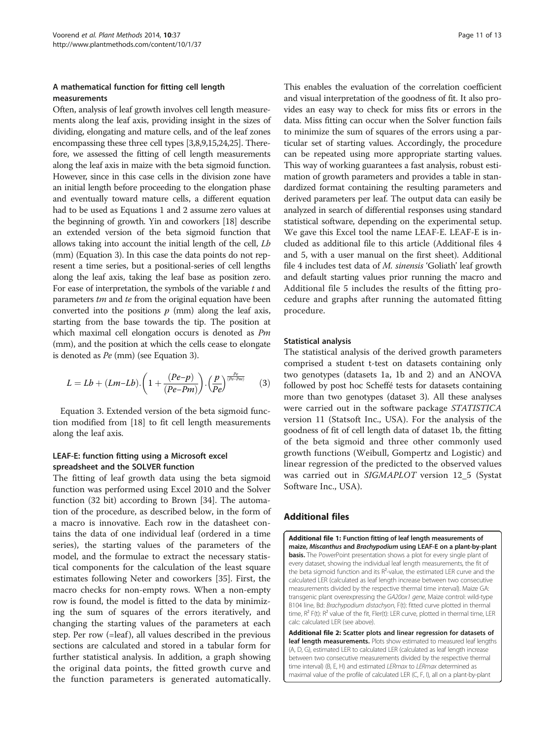### A mathematical function for fitting cell length measurements

Often, analysis of leaf growth involves cell length measurements along the leaf axis, providing insight in the sizes of dividing, elongating and mature cells, and of the leaf zones encompassing these three cell types [3,8,9,15,24,25]. Therefore, we assessed the fitting of cell length measurements along the leaf axis in maize with the beta sigmoid function. However, since in this case cells in the division zone have an initial length before proceeding to the elongation phase and eventually toward mature cells, a different equation had to be used as Equations 1 and 2 assume zero values at the beginning of growth. Yin and coworkers [18] describe an extended version of the beta sigmoid function that allows taking into account the initial length of the cell, *Lb* (mm) (Equation 3). In this case the data points do not represent a time series, but a positional-series of cell lengths along the leaf axis, taking the leaf base as position zero. For ease of interpretation, the symbols of the variable *t* and parameters *tm* and *te* from the original equation have been converted into the positions *p* (mm) along the leaf axis, starting from the base towards the tip. The position at which maximal cell elongation occurs is denoted as *Pm* (mm), and the position at which the cells cease to elongate is denoted as *Pe* (mm) (see Equation 3).

$$L = Lb + (Lm - Lb).\left(1 + \frac{(Pe - p)}{(Pe - Pm)}\right).\left(\frac{p}{Pe}\right)^{\frac{Pe}{(Pe - Pm)}} \quad (3)$$

Equation 3. Extended version of the beta sigmoid function modified from [18] to fit cell length measurements along the leaf axis.

### LEAF-E: function fitting using a Microsoft excel spreadsheet and the SOLVER function

The fitting of leaf growth data using the beta sigmoid function was performed using Excel 2010 and the Solver function (32 bit) according to Brown [34]. The automation of the procedure, as described below, in the form of a macro is innovative. Each row in the datasheet contains the data of one individual leaf (ordered in a time series), the starting values of the parameters of the model, and the formulae to extract the necessary statistical components for the calculation of the least square estimates following Neter and coworkers [35]. First, the macro checks for non-empty rows. When a non-empty row is found, the model is fitted to the data by minimizing the sum of squares of the errors iteratively, and changing the starting values of the parameters at each step. Per row (=leaf), all values described in the previous sections are calculated and stored in a tabular form for further statistical analysis. In addition, a graph showing the original data points, the fitted growth curve and the function parameters is generated automatically. This enables the evaluation of the correlation coefficient and visual interpretation of the goodness of fit. It also provides an easy way to check for miss fits or errors in the data. Miss fitting can occur when the Solver function fails to minimize the sum of squares of the errors using a particular set of starting values. Accordingly, the procedure can be repeated using more appropriate starting values. This way of working guarantees a fast analysis, robust estimation of growth parameters and provides a table in standardized format containing the resulting parameters and derived parameters per leaf. The output data can easily be analyzed in search of differential responses using standard statistical software, depending on the experimental setup. We gave this Excel tool the name LEAF-E. LEAF-E is included as additional file to this article (Additional files 4 and 5, with a user manual on the first sheet). Additional file 4 includes test data of *M. sinensis* 'Goliath' leaf growth and default starting values prior running the macro and Additional file 5 includes the results of the fitting procedure and graphs after running the automated fitting procedure.

### Statistical analysis

The statistical analysis of the derived growth parameters comprised a student t-test on datasets containing only two genotypes (datasets 1a, 1b and 2) and an ANOVA followed by post hoc Scheffé tests for datasets containing more than two genotypes (dataset 3). All these analyses were carried out in the software package *STATISTICA* version 11 (Statsoft Inc., USA). For the analysis of the goodness of fit of cell length data of dataset 1b, the fitting of the beta sigmoid and three other commonly used growth functions (Weibull, Gompertz and Logistic) and linear regression of the predicted to the observed values was carried out in *SIGMAPLOT* version 12_5 (Systat Software Inc., USA).

## Additional files

**Additional file 1: Function fitting of leaf length measurements of maize, *Miscanthus* and *Brachypodium* using LEAF-E on a plant-by-plant basis.** The PowerPoint presentation shows a plot for every single plant of every dataset, showing the individual leaf length measurements, the fit of the beta sigmoid function and its $R^2$-value, the estimated LER curve and the calculated LER (calculated as leaf length increase between two consecutive measurements divided by the respective thermal time interval). Maize GA: transgenic plant overexpressing the *GA20ox1 gene*, Maize control: wild-type B104 line, Bd: *Brachypodium distachyon*, F(t): fitted curve plotted in thermal time, $R^2$ F(t): $R^2$ value of the fit, Fler(t): LER curve, plotted in thermal time, LER calc: calculated LER (see above).

**Additional file 2: Scatter plots and linear regression for datasets of leaf length measurements.** Plots show estimated to measured leaf lengths (A, D, G), estimated LER to calculated LER (calculated as leaf length increase between two consecutive measurements divided by the respective thermal time interval) (B, E, H) and estimated *LERmax* to *LERmax* determined as maximal value of the profile of calculated LER (C, F, I), all on a plant-by-plant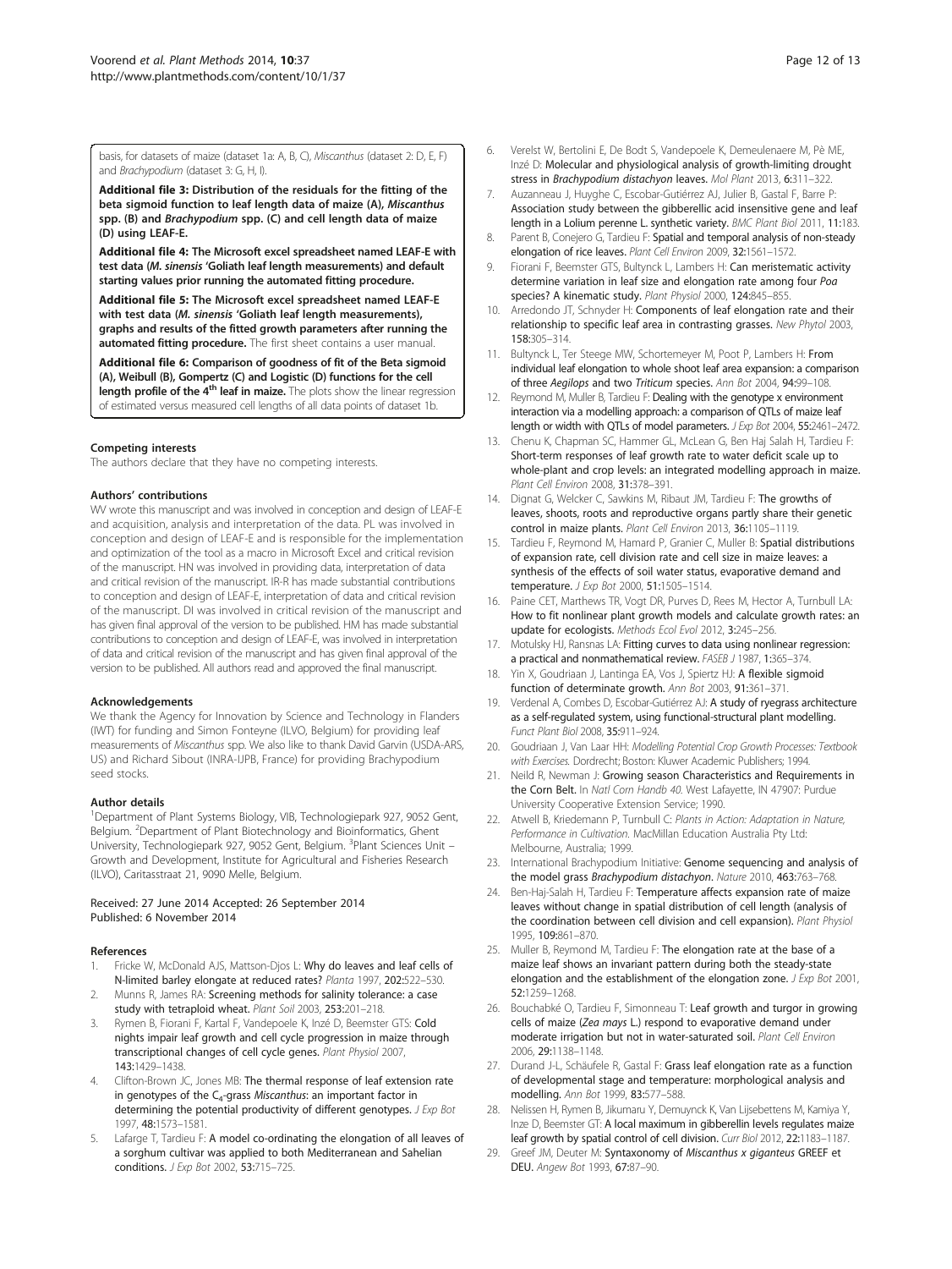basis, for datasets of maize (dataset 1a: A, B, C), *Miscanthus* (dataset 2: D, E, F) and *Brachypodium* (dataset 3: G, H, I).

**Additional file 3: Distribution of the residuals for the fitting of the beta sigmoid function to leaf length data of maize (A), *Miscanthus* spp. (B) and *Brachypodium* spp. (C) and cell length data of maize (D) using LEAF-E.**

**Additional file 4: The Microsoft excel spreadsheet named LEAF-E with test data (*M. sinensis* 'Goliath leaf length measurements) and default starting values prior running the automated fitting procedure.**

**Additional file 5: The Microsoft excel spreadsheet named LEAF-E with test data (*M. sinensis* 'Goliath leaf length measurements), graphs and results of the fitted growth parameters after running the automated fitting procedure.** The first sheet contains a user manual.

**Additional file 6: Comparison of goodness of fit of the Beta sigmoid (A), Weibull (B), Gompertz (C) and Logistic (D) functions for the cell length profile of the 4th leaf in maize.** The plots show the linear regression of estimated versus measured cell lengths of all data points of dataset 1b.

#### Competing interests

The authors declare that they have no competing interests.

#### Authors' contributions

WV wrote this manuscript and was involved in conception and design of LEAF-E and acquisition, analysis and interpretation of the data. PL was involved in conception and design of LEAF-E and is responsible for the implementation and optimization of the tool as a macro in Microsoft Excel and critical revision of the manuscript. HN was involved in providing data, interpretation of data and critical revision of the manuscript. IR-R has made substantial contributions to conception and design of LEAF-E, interpretation of data and critical revision of the manuscript. DI was involved in critical revision of the manuscript and has given final approval of the version to be published. HM has made substantial contributions to conception and design of LEAF-E, was involved in interpretation of data and critical revision of the manuscript and has given final approval of the version to be published. All authors read and approved the final manuscript.

#### Acknowledgements

We thank the Agency for Innovation by Science and Technology in Flanders (IWT) for funding and Simon Fonteyne (ILVO, Belgium) for providing leaf measurements of *Miscanthus* spp. We also like to thank David Garvin (USDA-ARS, US) and Richard Sibout (INRA-IJPB, France) for providing Brachypodium seed stocks.

#### Author details

[1]Department of Plant Systems Biology, VIB, Technologiepark 927, 9052 Gent, Belgium. [2]Department of Plant Biotechnology and Bioinformatics, Ghent University, Technologiepark 927, 9052 Gent, Belgium. [3]Plant Sciences Unit – Growth and Development, Institute for Agricultural and Fisheries Research (ILVO), Caritasstraat 21, 9090 Melle, Belgium.

Received: 27 June 2014 Accepted: 26 September 2014
Published: 6 November 2014

#### References

1. Fricke W, McDonald AJS, Mattson-Djos L: **Why do leaves and leaf cells of N-limited barley elongate at reduced rates?** *Planta* 1997, **202:**522–530.
2. Munns R, James RA: **Screening methods for salinity tolerance: a case study with tetraploid wheat.** *Plant Soil* 2003, **253:**201–218.
3. Rymen B, Fiorani F, Kartal F, Vandepoele K, Inzé D, Beemster GTS: **Cold nights impair leaf growth and cell cycle progression in maize through transcriptional changes of cell cycle genes.** *Plant Physiol* 2007, **143:**1429–1438.
4. Clifton-Brown JC, Jones MB: **The thermal response of leaf extension rate in genotypes of the $C_4$-grass *Miscanthus*: an important factor in determining the potential productivity of different genotypes.** *J Exp Bot* 1997, **48:**1573–1581.
5. Lafarge T, Tardieu F: **A model co-ordinating the elongation of all leaves of a sorghum cultivar was applied to both Mediterranean and Sahelian conditions.** *J Exp Bot* 2002, **53:**715–725.
6. Verelst W, Bertolini E, De Bodt S, Vandepoele K, Demeulenaere M, Pè ME, Inzé D: **Molecular and physiological analysis of growth-limiting drought stress in *Brachypodium distachyon* leaves.** *Mol Plant* 2013, **6:**311–322.
7. Auzanneau J, Huyghe C, Escobar-Gutiérrez AJ, Julier B, Gastal F, Barre P: **Association study between the gibberellic acid insensitive gene and leaf length in a Lolium perenne L. synthetic variety.** *BMC Plant Biol* 2011, **11:**183.
8. Parent B, Conejero G, Tardieu F: **Spatial and temporal analysis of non-steady elongation of rice leaves.** *Plant Cell Environ* 2009, **32:**1561–1572.
9. Fiorani F, Beemster GTS, Bultynck L, Lambers H: **Can meristematic activity determine variation in leaf size and elongation rate among four *Poa* species? A kinematic study.** *Plant Physiol* 2000, **124:**845–855.
10. Arredondo JT, Schnyder H: **Components of leaf elongation rate and their relationship to specific leaf area in contrasting grasses.** *New Phytol* 2003, **158:**305–314.
11. Bultynck L, Ter Steege MW, Schortemeyer M, Poot P, Lambers H: **From individual leaf elongation to whole shoot leaf area expansion: a comparison of three *Aegilops* and two *Triticum* species.** *Ann Bot* 2004, **94:**99–108.
12. Reymond M, Muller B, Tardieu F: **Dealing with the genotype x environment interaction via a modelling approach: a comparison of QTLs of maize leaf length or width with QTLs of model parameters.** *J Exp Bot* 2004, **55:**2461–2472.
13. Chenu K, Chapman SC, Hammer GL, McLean G, Ben Haj Salah H, Tardieu F: **Short-term responses of leaf growth rate to water deficit scale up to whole-plant and crop levels: an integrated modelling approach in maize.** *Plant Cell Environ* 2008, **31:**378–391.
14. Dignat G, Welcker C, Sawkins M, Ribaut JM, Tardieu F: **The growths of leaves, shoots, roots and reproductive organs partly share their genetic control in maize plants.** *Plant Cell Environ* 2013, **36:**1105–1119.
15. Tardieu F, Reymond M, Hamard P, Granier C, Muller B: **Spatial distributions of expansion rate, cell division rate and cell size in maize leaves: a synthesis of the effects of soil water status, evaporative demand and temperature.** *J Exp Bot* 2000, **51:**1505–1514.
16. Paine CET, Marthews TR, Vogt DR, Purves D, Rees M, Hector A, Turnbull LA: **How to fit nonlinear plant growth models and calculate growth rates: an update for ecologists.** *Methods Ecol Evol* 2012, **3:**245–256.
17. Motulsky HJ, Ransnas LA: **Fitting curves to data using nonlinear regression: a practical and nonmathematical review.** *FASEB J* 1987, **1:**365–374.
18. Yin X, Goudriaan J, Lantinga EA, Vos J, Spiertz HJ: **A flexible sigmoid function of determinate growth.** *Ann Bot* 2003, **91:**361–371.
19. Verdenal A, Combes D, Escobar-Gutiérrez AJ: **A study of ryegrass architecture as a self-regulated system, using functional-structural plant modelling.** *Funct Plant Biol* 2008, **35:**911–924.
20. Goudriaan J, Van Laar HH: *Modelling Potential Crop Growth Processes: Textbook with Exercises.* Dordrecht; Boston: Kluwer Academic Publishers; 1994.
21. Neild R, Newman J: **Growing season Characteristics and Requirements in the Corn Belt.** In *Natl Corn Handb 40.* West Lafayette, IN 47907: Purdue University Cooperative Extension Service; 1990.
22. Atwell B, Kriedemann P, Turnbull C: *Plants in Action: Adaptation in Nature, Performance in Cultivation.* MacMillan Education Australia Pty Ltd: Melbourne, Australia; 1999.
23. International Brachypodium Initiative: **Genome sequencing and analysis of the model grass *Brachypodium distachyon*.** *Nature* 2010, **463:**763–768.
24. Ben-Haj-Salah H, Tardieu F: **Temperature affects expansion rate of maize leaves without change in spatial distribution of cell length (analysis of the coordination between cell division and cell expansion).** *Plant Physiol* 1995, **109:**861–870.
25. Muller B, Reymond M, Tardieu F: **The elongation rate at the base of a maize leaf shows an invariant pattern during both the steady-state elongation and the establishment of the elongation zone.** *J Exp Bot* 2001, **52:**1259–1268.
26. Bouchabké O, Tardieu F, Simonneau T: **Leaf growth and turgor in growing cells of maize (*Zea mays* L.) respond to evaporative demand under moderate irrigation but not in water-saturated soil.** *Plant Cell Environ* 2006, **29:**1138–1148.
27. Durand J-L, Schäufele R, Gastal F: **Grass leaf elongation rate as a function of developmental stage and temperature: morphological analysis and modelling.** *Ann Bot* 1999, **83:**577–588.
28. Nelissen H, Rymen B, Jikumaru Y, Demuynck K, Van Lijsebettens M, Kamiya Y, Inze D, Beemster GT: **A local maximum in gibberellin levels regulates maize leaf growth by spatial control of cell division.** *Curr Biol* 2012, **22:**1183–1187.
29. Greef JM, Deuter M: **Syntaxonomy of *Miscanthus x giganteus* GREEF et DEU.** *Angew Bot* 1993, **67:**87–90.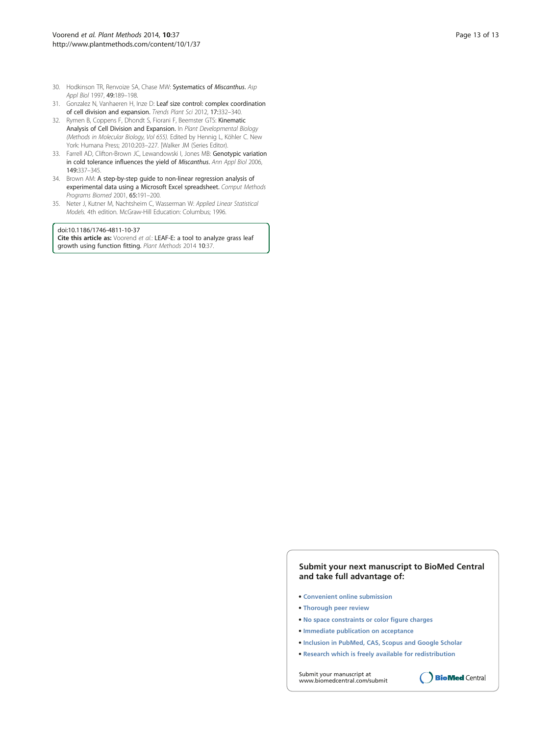30. Hodkinson TR, Renvoize SA, Chase MW: **Systematics of *Miscanthus***. *Asp Appl Biol* 1997, **49:**189–198.
31. Gonzalez N, Vanhaeren H, Inze D: **Leaf size control: complex coordination of cell division and expansion.** *Trends Plant Sci* 2012, **17:**332–340.
32. Rymen B, Coppens F, Dhondt S, Fiorani F, Beemster GTS: **Kinematic Analysis of Cell Division and Expansion.** In *Plant Developmental Biology (Methods in Molecular Biology, Vol 655)*. Edited by Hennig L, Köhler C. New York: Humana Press; 2010:203–227. [Walker JM (Series Editor).
33. Farrell AD, Clifton-Brown JC, Lewandowski I, Jones MB: **Genotypic variation in cold tolerance influences the yield of *Miscanthus***. *Ann Appl Biol* 2006, **149:**337–345.
34. Brown AM: **A step-by-step guide to non-linear regression analysis of experimental data using a Microsoft Excel spreadsheet.** *Comput Methods Programs Biomed* 2001, **65:**191–200.
35. Neter J, Kutner M, Nachtsheim C, Wasserman W: *Applied Linear Statistical Models.* 4th edition. McGraw-Hill Education: Columbus; 1996.

doi:10.1186/1746-4811-10-37
**Cite this article as:** Voorend *et al.*: LEAF-E: a tool to analyze grass leaf growth using function fitting. *Plant Methods* 2014 **10**:37.

**Submit your next manuscript to BioMed Central and take full advantage of:**

- **Convenient online submission**
- **Thorough peer review**
- **No space constraints or color figure charges**
- **Immediate publication on acceptance**
- **Inclusion in PubMed, CAS, Scopus and Google Scholar**
- **Research which is freely available for redistribution**

Submit your manuscript at
www.biomedcentral.com/submit

BioMed Central